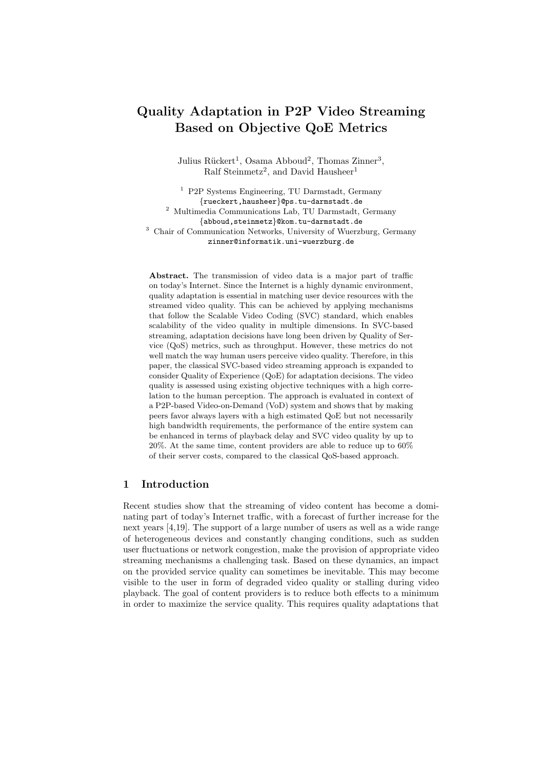# Quality Adaptation in P2P Video Streaming Based on Objective QoE Metrics

Julius Rückert[1], Osama Abboud[2], Thomas Zinner[3], Ralf Steinmetz[2], and David Hausheer[1]

[1] P2P Systems Engineering, TU Darmstadt, Germany
{rueckert,hausheer}@ps.tu-darmstadt.de

[2] Multimedia Communications Lab, TU Darmstadt, Germany
{abboud,steinmetz}@kom.tu-darmstadt.de

[3] Chair of Communication Networks, University of Wuerzburg, Germany
zinner@informatik.uni-wuerzburg.de

**Abstract.** The transmission of video data is a major part of traffic on today's Internet. Since the Internet is a highly dynamic environment, quality adaptation is essential in matching user device resources with the streamed video quality. This can be achieved by applying mechanisms that follow the Scalable Video Coding (SVC) standard, which enables scalability of the video quality in multiple dimensions. In SVC-based streaming, adaptation decisions have long been driven by Quality of Service (QoS) metrics, such as throughput. However, these metrics do not well match the way human users perceive video quality. Therefore, in this paper, the classical SVC-based video streaming approach is expanded to consider Quality of Experience (QoE) for adaptation decisions. The video quality is assessed using existing objective techniques with a high correlation to the human perception. The approach is evaluated in context of a P2P-based Video-on-Demand (VoD) system and shows that by making peers favor always layers with a high estimated QoE but not necessarily high bandwidth requirements, the performance of the entire system can be enhanced in terms of playback delay and SVC video quality by up to 20%. At the same time, content providers are able to reduce up to 60% of their server costs, compared to the classical QoS-based approach.

## 1 Introduction

Recent studies show that the streaming of video content has become a dominating part of today's Internet traffic, with a forecast of further increase for the next years [4,19]. The support of a large number of users as well as a wide range of heterogeneous devices and constantly changing conditions, such as sudden user fluctuations or network congestion, make the provision of appropriate video streaming mechanisms a challenging task. Based on these dynamics, an impact on the provided service quality can sometimes be inevitable. This may become visible to the user in form of degraded video quality or stalling during video playback. The goal of content providers is to reduce both effects to a minimum in order to maximize the service quality. This requires quality adaptations that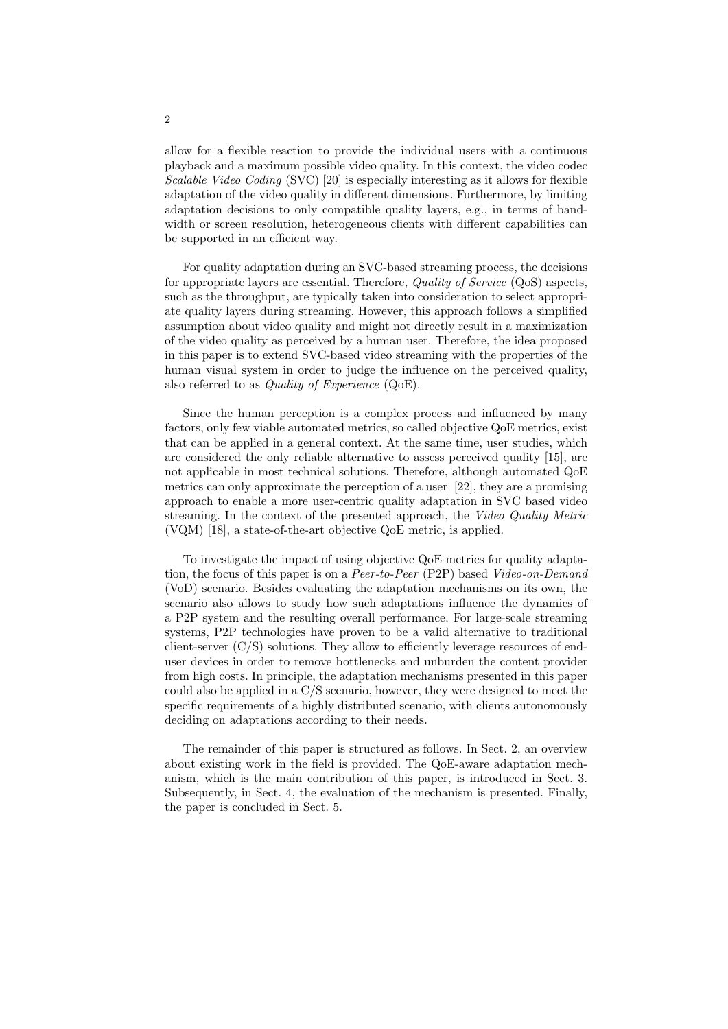allow for a flexible reaction to provide the individual users with a continuous playback and a maximum possible video quality. In this context, the video codec *Scalable Video Coding* (SVC) [20] is especially interesting as it allows for flexible adaptation of the video quality in different dimensions. Furthermore, by limiting adaptation decisions to only compatible quality layers, e.g., in terms of bandwidth or screen resolution, heterogeneous clients with different capabilities can be supported in an efficient way.

For quality adaptation during an SVC-based streaming process, the decisions for appropriate layers are essential. Therefore, *Quality of Service* (QoS) aspects, such as the throughput, are typically taken into consideration to select appropriate quality layers during streaming. However, this approach follows a simplified assumption about video quality and might not directly result in a maximization of the video quality as perceived by a human user. Therefore, the idea proposed in this paper is to extend SVC-based video streaming with the properties of the human visual system in order to judge the influence on the perceived quality, also referred to as *Quality of Experience* (QoE).

Since the human perception is a complex process and influenced by many factors, only few viable automated metrics, so called objective QoE metrics, exist that can be applied in a general context. At the same time, user studies, which are considered the only reliable alternative to assess perceived quality [15], are not applicable in most technical solutions. Therefore, although automated QoE metrics can only approximate the perception of a user [22], they are a promising approach to enable a more user-centric quality adaptation in SVC based video streaming. In the context of the presented approach, the *Video Quality Metric* (VQM) [18], a state-of-the-art objective QoE metric, is applied.

To investigate the impact of using objective QoE metrics for quality adaptation, the focus of this paper is on a *Peer-to-Peer* (P2P) based *Video-on-Demand* (VoD) scenario. Besides evaluating the adaptation mechanisms on its own, the scenario also allows to study how such adaptations influence the dynamics of a P2P system and the resulting overall performance. For large-scale streaming systems, P2P technologies have proven to be a valid alternative to traditional client-server (C/S) solutions. They allow to efficiently leverage resources of end-user devices in order to remove bottlenecks and unburden the content provider from high costs. In principle, the adaptation mechanisms presented in this paper could also be applied in a C/S scenario, however, they were designed to meet the specific requirements of a highly distributed scenario, with clients autonomously deciding on adaptations according to their needs.

The remainder of this paper is structured as follows. In Sect. 2, an overview about existing work in the field is provided. The QoE-aware adaptation mechanism, which is the main contribution of this paper, is introduced in Sect. 3. Subsequently, in Sect. 4, the evaluation of the mechanism is presented. Finally, the paper is concluded in Sect. 5.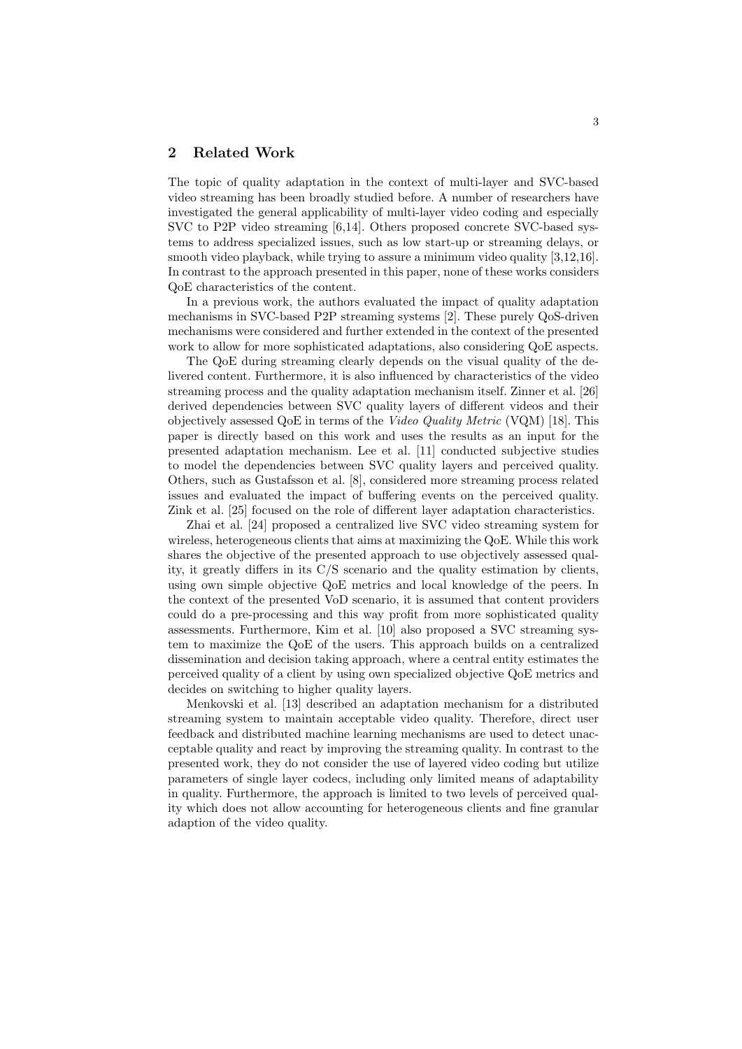## 2 Related Work

The topic of quality adaptation in the context of multi-layer and SVC-based video streaming has been broadly studied before. A number of researchers have investigated the general applicability of multi-layer video coding and especially SVC to P2P video streaming [6,14]. Others proposed concrete SVC-based systems to address specialized issues, such as low start-up or streaming delays, or smooth video playback, while trying to assure a minimum video quality [3,12,16]. In contrast to the approach presented in this paper, none of these works considers QoE characteristics of the content.

In a previous work, the authors evaluated the impact of quality adaptation mechanisms in SVC-based P2P streaming systems [2]. These purely QoS-driven mechanisms were considered and further extended in the context of the presented work to allow for more sophisticated adaptations, also considering QoE aspects.

The QoE during streaming clearly depends on the visual quality of the delivered content. Furthermore, it is also influenced by characteristics of the video streaming process and the quality adaptation mechanism itself. Zinner et al. [26] derived dependencies between SVC quality layers of different videos and their objectively assessed QoE in terms of the *Video Quality Metric* (VQM) [18]. This paper is directly based on this work and uses the results as an input for the presented adaptation mechanism. Lee et al. [11] conducted subjective studies to model the dependencies between SVC quality layers and perceived quality. Others, such as Gustafsson et al. [8], considered more streaming process related issues and evaluated the impact of buffering events on the perceived quality. Zink et al. [25] focused on the role of different layer adaptation characteristics.

Zhai et al. [24] proposed a centralized live SVC video streaming system for wireless, heterogeneous clients that aims at maximizing the QoE. While this work shares the objective of the presented approach to use objectively assessed quality, it greatly differs in its C/S scenario and the quality estimation by clients, using own simple objective QoE metrics and local knowledge of the peers. In the context of the presented VoD scenario, it is assumed that content providers could do a pre-processing and this way profit from more sophisticated quality assessments. Furthermore, Kim et al. [10] also proposed a SVC streaming system to maximize the QoE of the users. This approach builds on a centralized dissemination and decision taking approach, where a central entity estimates the perceived quality of a client by using own specialized objective QoE metrics and decides on switching to higher quality layers.

Menkovski et al. [13] described an adaptation mechanism for a distributed streaming system to maintain acceptable video quality. Therefore, direct user feedback and distributed machine learning mechanisms are used to detect unacceptable quality and react by improving the streaming quality. In contrast to the presented work, they do not consider the use of layered video coding but utilize parameters of single layer codecs, including only limited means of adaptability in quality. Furthermore, the approach is limited to two levels of perceived quality which does not allow accounting for heterogeneous clients and fine granular adaption of the video quality.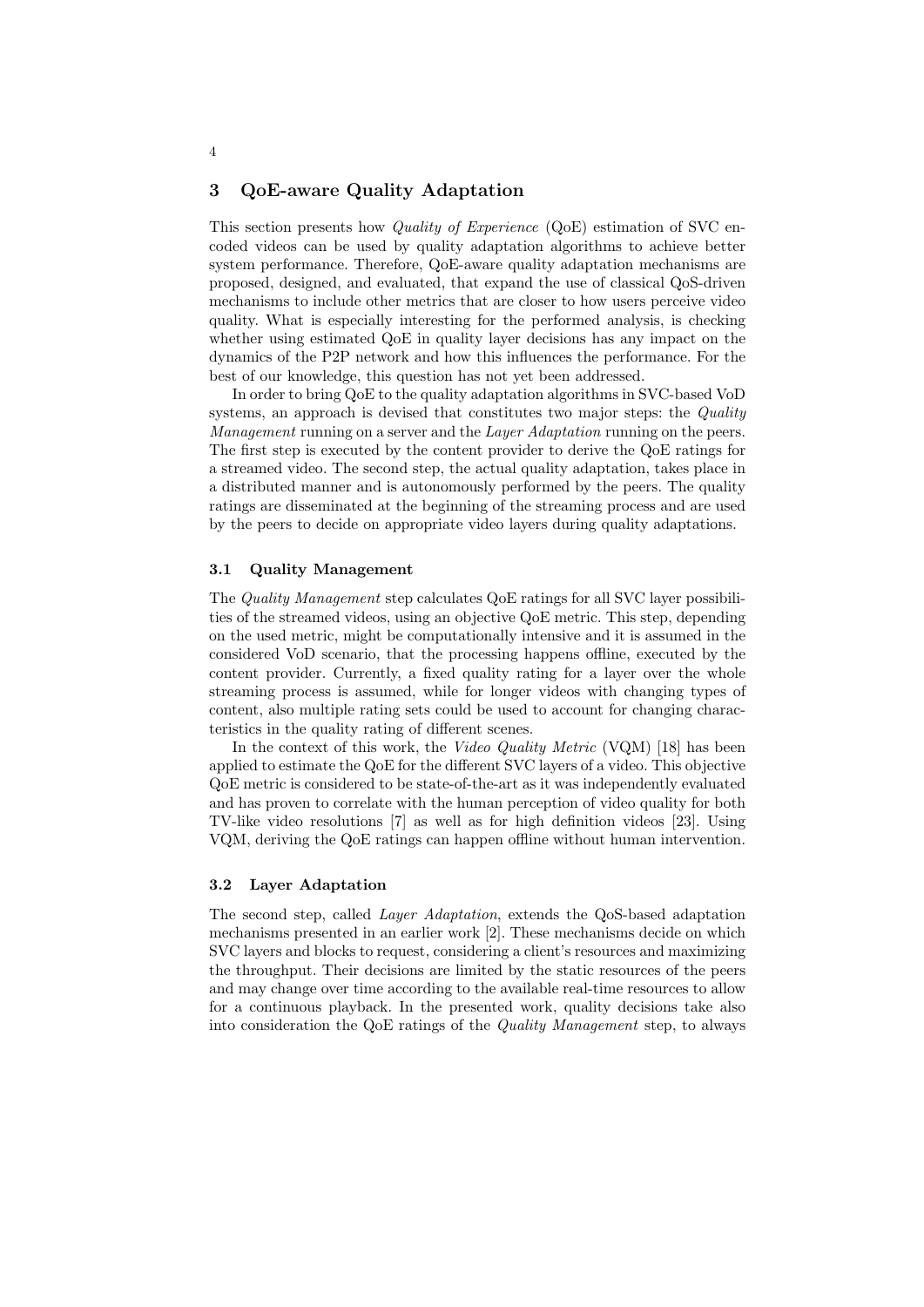## 3 QoE-aware Quality Adaptation

This section presents how *Quality of Experience* (QoE) estimation of SVC encoded videos can be used by quality adaptation algorithms to achieve better system performance. Therefore, QoE-aware quality adaptation mechanisms are proposed, designed, and evaluated, that expand the use of classical QoS-driven mechanisms to include other metrics that are closer to how users perceive video quality. What is especially interesting for the performed analysis, is checking whether using estimated QoE in quality layer decisions has any impact on the dynamics of the P2P network and how this influences the performance. For the best of our knowledge, this question has not yet been addressed.

In order to bring QoE to the quality adaptation algorithms in SVC-based VoD systems, an approach is devised that constitutes two major steps: the *Quality Management* running on a server and the *Layer Adaptation* running on the peers. The first step is executed by the content provider to derive the QoE ratings for a streamed video. The second step, the actual quality adaptation, takes place in a distributed manner and is autonomously performed by the peers. The quality ratings are disseminated at the beginning of the streaming process and are used by the peers to decide on appropriate video layers during quality adaptations.

### 3.1 Quality Management

The *Quality Management* step calculates QoE ratings for all SVC layer possibilities of the streamed videos, using an objective QoE metric. This step, depending on the used metric, might be computationally intensive and it is assumed in the considered VoD scenario, that the processing happens offline, executed by the content provider. Currently, a fixed quality rating for a layer over the whole streaming process is assumed, while for longer videos with changing types of content, also multiple rating sets could be used to account for changing characteristics in the quality rating of different scenes.

In the context of this work, the *Video Quality Metric* (VQM) [18] has been applied to estimate the QoE for the different SVC layers of a video. This objective QoE metric is considered to be state-of-the-art as it was independently evaluated and has proven to correlate with the human perception of video quality for both TV-like video resolutions [7] as well as for high definition videos [23]. Using VQM, deriving the QoE ratings can happen offline without human intervention.

### 3.2 Layer Adaptation

The second step, called *Layer Adaptation*, extends the QoS-based adaptation mechanisms presented in an earlier work [2]. These mechanisms decide on which SVC layers and blocks to request, considering a client's resources and maximizing the throughput. Their decisions are limited by the static resources of the peers and may change over time according to the available real-time resources to allow for a continuous playback. In the presented work, quality decisions take also into consideration the QoE ratings of the *Quality Management* step, to always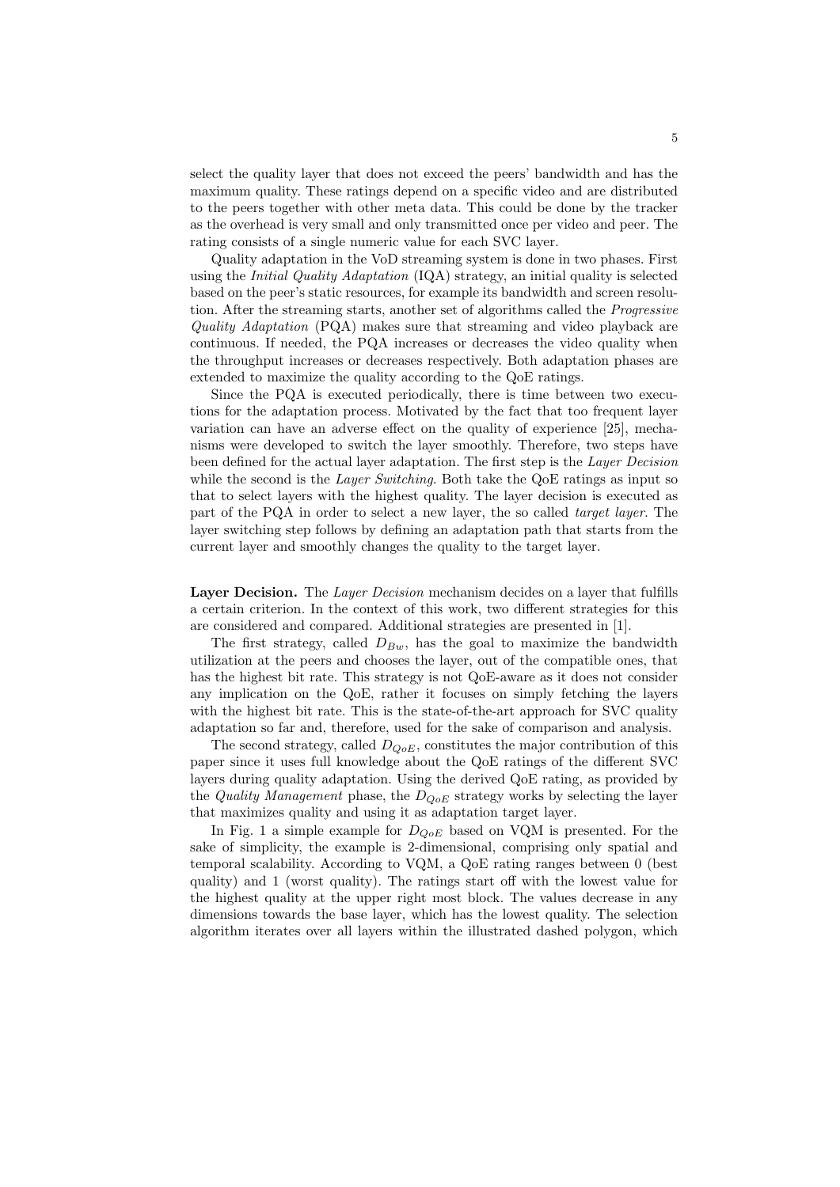select the quality layer that does not exceed the peers' bandwidth and has the maximum quality. These ratings depend on a specific video and are distributed to the peers together with other meta data. This could be done by the tracker as the overhead is very small and only transmitted once per video and peer. The rating consists of a single numeric value for each SVC layer.

Quality adaptation in the VoD streaming system is done in two phases. First using the *Initial Quality Adaptation* (IQA) strategy, an initial quality is selected based on the peer's static resources, for example its bandwidth and screen resolution. After the streaming starts, another set of algorithms called the *Progressive Quality Adaptation* (PQA) makes sure that streaming and video playback are continuous. If needed, the PQA increases or decreases the video quality when the throughput increases or decreases respectively. Both adaptation phases are extended to maximize the quality according to the QoE ratings.

Since the PQA is executed periodically, there is time between two executions for the adaptation process. Motivated by the fact that too frequent layer variation can have an adverse effect on the quality of experience [25], mechanisms were developed to switch the layer smoothly. Therefore, two steps have been defined for the actual layer adaptation. The first step is the *Layer Decision* while the second is the *Layer Switching*. Both take the QoE ratings as input so that to select layers with the highest quality. The layer decision is executed as part of the PQA in order to select a new layer, the so called *target layer*. The layer switching step follows by defining an adaptation path that starts from the current layer and smoothly changes the quality to the target layer.

**Layer Decision.** The *Layer Decision* mechanism decides on a layer that fulfills a certain criterion. In the context of this work, two different strategies for this are considered and compared. Additional strategies are presented in [1].

The first strategy, called $D_{Bw}$, has the goal to maximize the bandwidth utilization at the peers and chooses the layer, out of the compatible ones, that has the highest bit rate. This strategy is not QoE-aware as it does not consider any implication on the QoE, rather it focuses on simply fetching the layers with the highest bit rate. This is the state-of-the-art approach for SVC quality adaptation so far and, therefore, used for the sake of comparison and analysis.

The second strategy, called $D_{QoE}$, constitutes the major contribution of this paper since it uses full knowledge about the QoE ratings of the different SVC layers during quality adaptation. Using the derived QoE rating, as provided by the *Quality Management* phase, the $D_{QoE}$ strategy works by selecting the layer that maximizes quality and using it as adaptation target layer.

In Fig. 1 a simple example for $D_{QoE}$ based on VQM is presented. For the sake of simplicity, the example is 2-dimensional, comprising only spatial and temporal scalability. According to VQM, a QoE rating ranges between 0 (best quality) and 1 (worst quality). The ratings start off with the lowest value for the highest quality at the upper right most block. The values decrease in any dimensions towards the base layer, which has the lowest quality. The selection algorithm iterates over all layers within the illustrated dashed polygon, which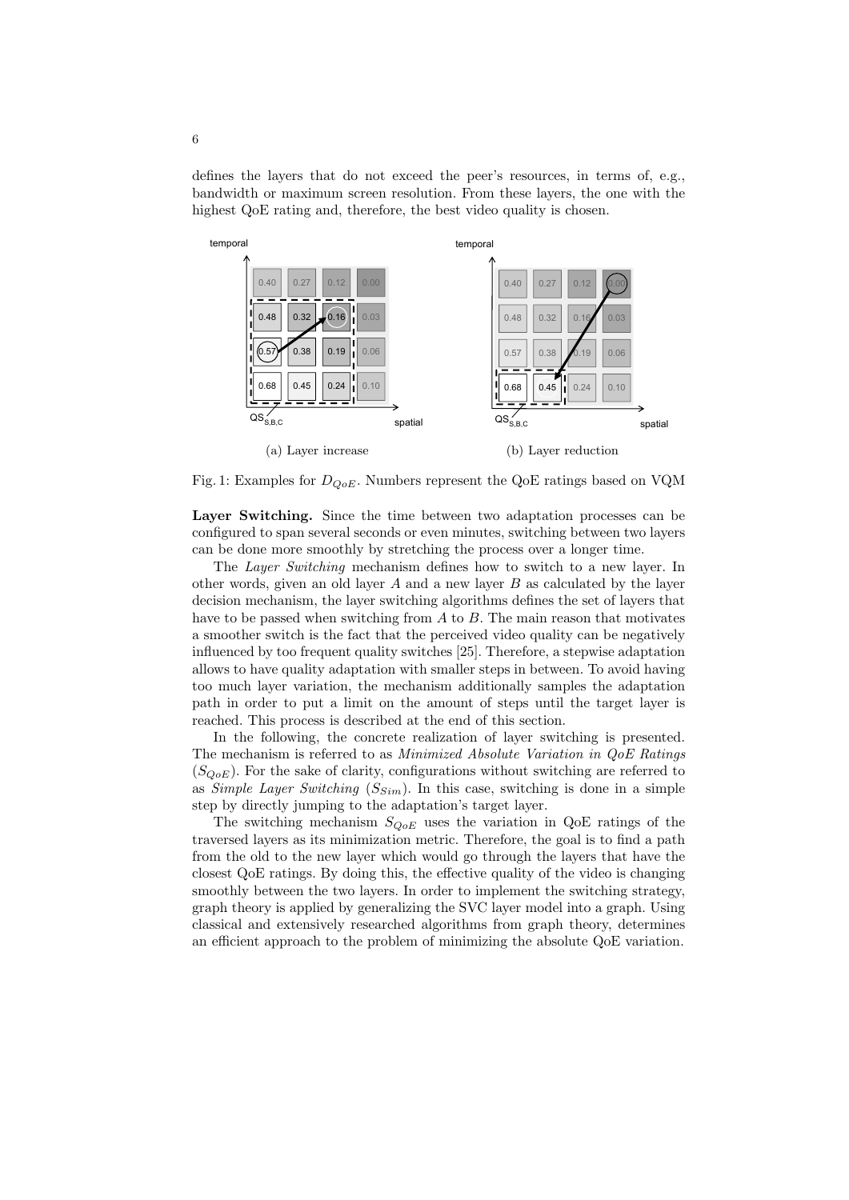defines the layers that do not exceed the peer's resources, in terms of, e.g., bandwidth or maximum screen resolution. From these layers, the one with the highest QoE rating and, therefore, the best video quality is chosen.

(a) Layer increase

(b) Layer reduction

Fig. 1: Examples for $D_{QoE}$. Numbers represent the QoE ratings based on VQM

**Layer Switching.** Since the time between two adaptation processes can be configured to span several seconds or even minutes, switching between two layers can be done more smoothly by stretching the process over a longer time.

The *Layer Switching* mechanism defines how to switch to a new layer. In other words, given an old layer $A$ and a new layer $B$ as calculated by the layer decision mechanism, the layer switching algorithms defines the set of layers that have to be passed when switching from $A$ to $B$. The main reason that motivates a smoother switch is the fact that the perceived video quality can be negatively influenced by too frequent quality switches [25]. Therefore, a stepwise adaptation allows to have quality adaptation with smaller steps in between. To avoid having too much layer variation, the mechanism additionally samples the adaptation path in order to put a limit on the amount of steps until the target layer is reached. This process is described at the end of this section.

In the following, the concrete realization of layer switching is presented. The mechanism is referred to as *Minimized Absolute Variation in QoE Ratings* ($S_{QoE}$). For the sake of clarity, configurations without switching are referred to as *Simple Layer Switching* ($S_{Sim}$). In this case, switching is done in a simple step by directly jumping to the adaptation's target layer.

The switching mechanism $S_{QoE}$ uses the variation in QoE ratings of the traversed layers as its minimization metric. Therefore, the goal is to find a path from the old to the new layer which would go through the layers that have the closest QoE ratings. By doing this, the effective quality of the video is changing smoothly between the two layers. In order to implement the switching strategy, graph theory is applied by generalizing the SVC layer model into a graph. Using classical and extensively researched algorithms from graph theory, determines an efficient approach to the problem of minimizing the absolute QoE variation.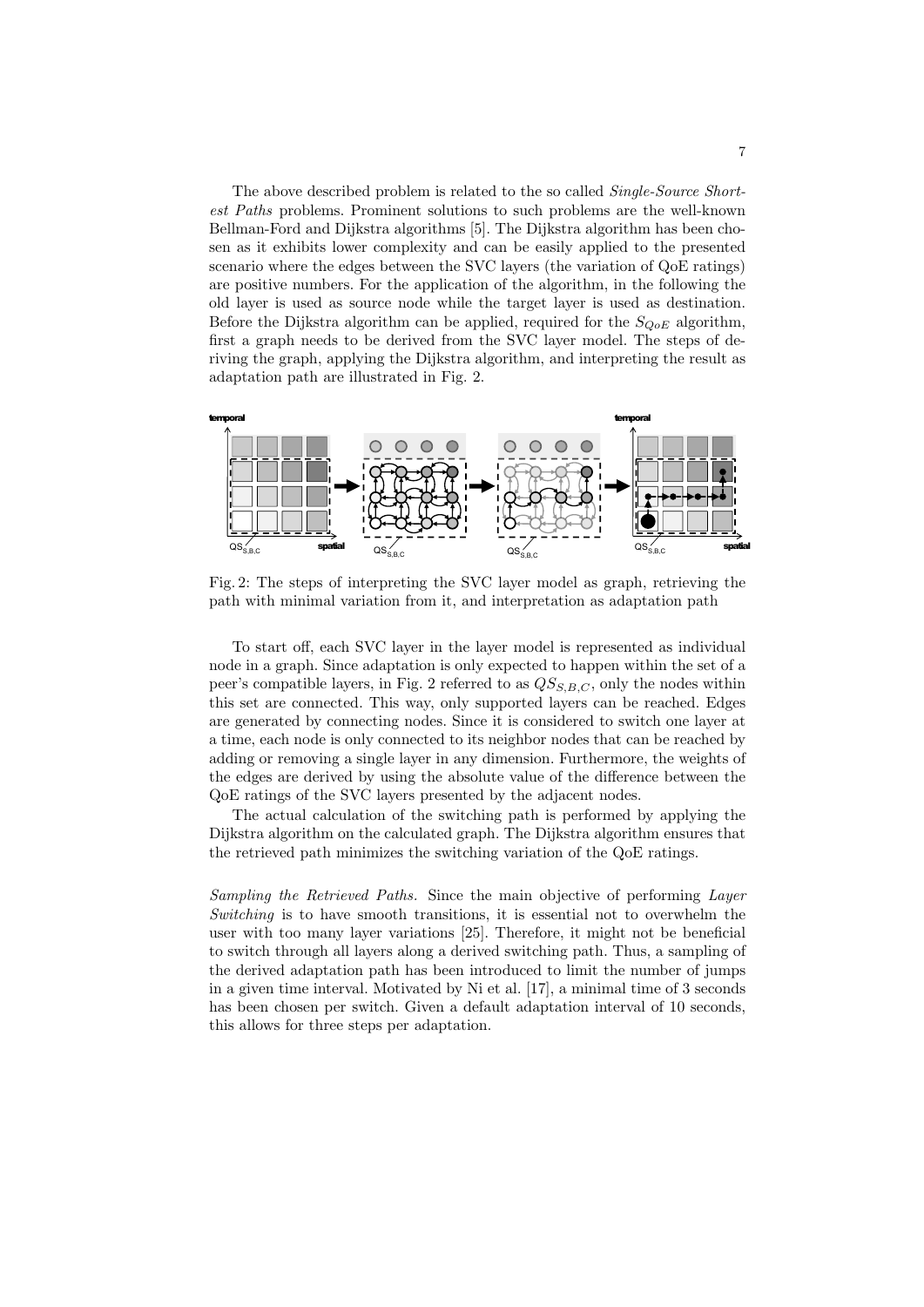The above described problem is related to the so called *Single-Source Shortest Paths* problems. Prominent solutions to such problems are the well-known Bellman-Ford and Dijkstra algorithms [5]. The Dijkstra algorithm has been chosen as it exhibits lower complexity and can be easily applied to the presented scenario where the edges between the SVC layers (the variation of QoE ratings) are positive numbers. For the application of the algorithm, in the following the old layer is used as source node while the target layer is used as destination. Before the Dijkstra algorithm can be applied, required for the $S_{QoE}$ algorithm, first a graph needs to be derived from the SVC layer model. The steps of deriving the graph, applying the Dijkstra algorithm, and interpreting the result as adaptation path are illustrated in Fig. 2.

temporal
spatial
$QS_{S,B,C}$
$QS_{S,B,C}$
$QS_{S,B,C}$
temporal
$QS_{S,B,C}$
spatial

Fig. 2: The steps of interpreting the SVC layer model as graph, retrieving the path with minimal variation from it, and interpretation as adaptation path

To start off, each SVC layer in the layer model is represented as individual node in a graph. Since adaptation is only expected to happen within the set of a peer's compatible layers, in Fig. 2 referred to as $QS_{S,B,C}$, only the nodes within this set are connected. This way, only supported layers can be reached. Edges are generated by connecting nodes. Since it is considered to switch one layer at a time, each node is only connected to its neighbor nodes that can be reached by adding or removing a single layer in any dimension. Furthermore, the weights of the edges are derived by using the absolute value of the difference between the QoE ratings of the SVC layers presented by the adjacent nodes.

The actual calculation of the switching path is performed by applying the Dijkstra algorithm on the calculated graph. The Dijkstra algorithm ensures that the retrieved path minimizes the switching variation of the QoE ratings.

*Sampling the Retrieved Paths.* Since the main objective of performing *Layer Switching* is to have smooth transitions, it is essential not to overwhelm the user with too many layer variations [25]. Therefore, it might not be beneficial to switch through all layers along a derived switching path. Thus, a sampling of the derived adaptation path has been introduced to limit the number of jumps in a given time interval. Motivated by Ni et al. [17], a minimal time of 3 seconds has been chosen per switch. Given a default adaptation interval of 10 seconds, this allows for three steps per adaptation.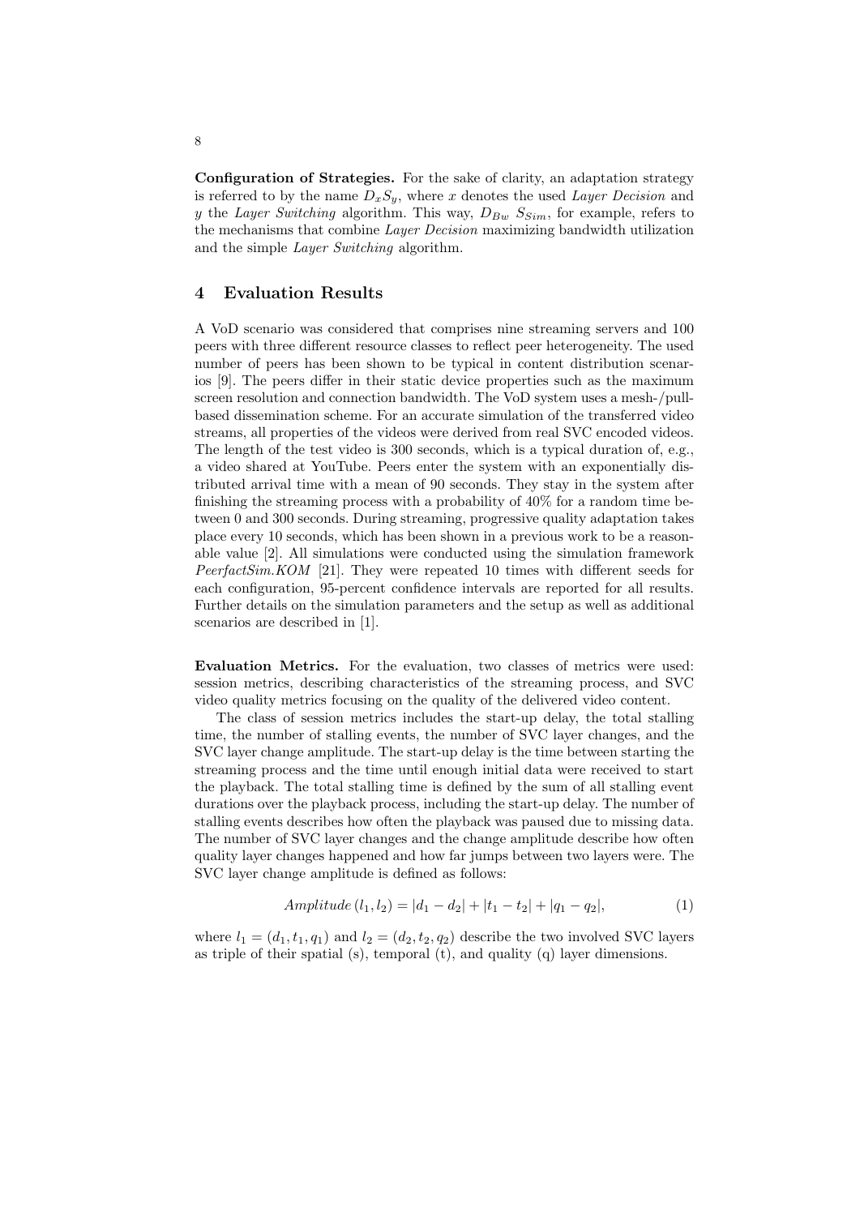**Configuration of Strategies.** For the sake of clarity, an adaptation strategy is referred to by the name $D_xS_y$, where $x$ denotes the used *Layer Decision* and $y$ the *Layer Switching* algorithm. This way, $D_{Bw}$ $S_{Sim}$, for example, refers to the mechanisms that combine *Layer Decision* maximizing bandwidth utilization and the simple *Layer Switching* algorithm.

## 4 Evaluation Results

A VoD scenario was considered that comprises nine streaming servers and 100 peers with three different resource classes to reflect peer heterogeneity. The used number of peers has been shown to be typical in content distribution scenarios [9]. The peers differ in their static device properties such as the maximum screen resolution and connection bandwidth. The VoD system uses a mesh-/pull-based dissemination scheme. For an accurate simulation of the transferred video streams, all properties of the videos were derived from real SVC encoded videos. The length of the test video is 300 seconds, which is a typical duration of, e.g., a video shared at YouTube. Peers enter the system with an exponentially distributed arrival time with a mean of 90 seconds. They stay in the system after finishing the streaming process with a probability of 40% for a random time between 0 and 300 seconds. During streaming, progressive quality adaptation takes place every 10 seconds, which has been shown in a previous work to be a reasonable value [2]. All simulations were conducted using the simulation framework *PeerfactSim.KOM* [21]. They were repeated 10 times with different seeds for each configuration, 95-percent confidence intervals are reported for all results. Further details on the simulation parameters and the setup as well as additional scenarios are described in [1].

**Evaluation Metrics.** For the evaluation, two classes of metrics were used: session metrics, describing characteristics of the streaming process, and SVC video quality metrics focusing on the quality of the delivered video content.

The class of session metrics includes the start-up delay, the total stalling time, the number of stalling events, the number of SVC layer changes, and the SVC layer change amplitude. The start-up delay is the time between starting the streaming process and the time until enough initial data were received to start the playback. The total stalling time is defined by the sum of all stalling event durations over the playback process, including the start-up delay. The number of stalling events describes how often the playback was paused due to missing data. The number of SVC layer changes and the change amplitude describe how often quality layer changes happened and how far jumps between two layers were. The SVC layer change amplitude is defined as follows:

$$Amplitude\,(l_1, l_2) = |d_1 - d_2| + |t_1 - t_2| + |q_1 - q_2|, \tag{1}$$

where $l_1 = (d_1, t_1, q_1)$ and $l_2 = (d_2, t_2, q_2)$ describe the two involved SVC layers as triple of their spatial (s), temporal (t), and quality (q) layer dimensions.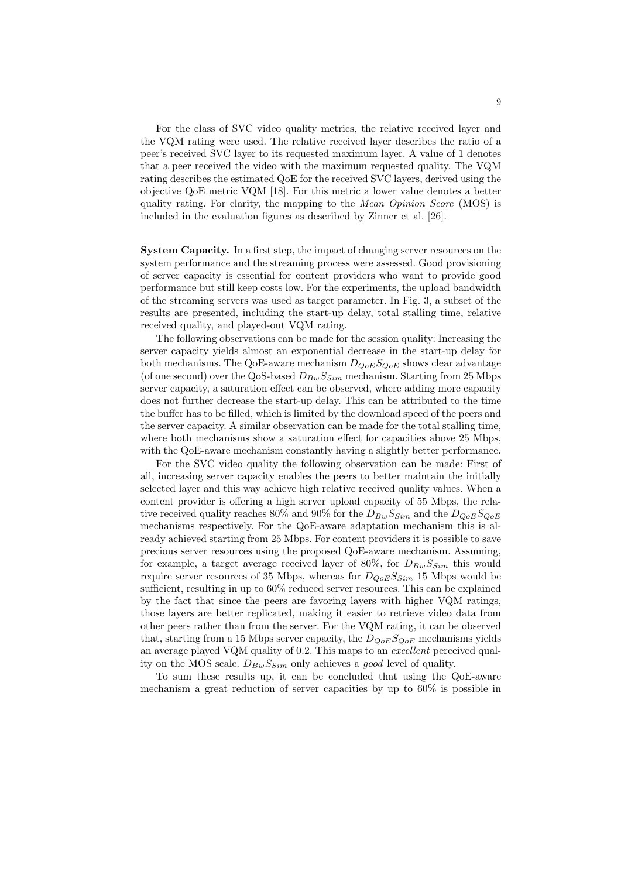For the class of SVC video quality metrics, the relative received layer and the VQM rating were used. The relative received layer describes the ratio of a peer's received SVC layer to its requested maximum layer. A value of 1 denotes that a peer received the video with the maximum requested quality. The VQM rating describes the estimated QoE for the received SVC layers, derived using the objective QoE metric VQM [18]. For this metric a lower value denotes a better quality rating. For clarity, the mapping to the *Mean Opinion Score* (MOS) is included in the evaluation figures as described by Zinner et al. [26].

**System Capacity.** In a first step, the impact of changing server resources on the system performance and the streaming process were assessed. Good provisioning of server capacity is essential for content providers who want to provide good performance but still keep costs low. For the experiments, the upload bandwidth of the streaming servers was used as target parameter. In Fig. 3, a subset of the results are presented, including the start-up delay, total stalling time, relative received quality, and played-out VQM rating.

The following observations can be made for the session quality: Increasing the server capacity yields almost an exponential decrease in the start-up delay for both mechanisms. The QoE-aware mechanism $D_{QoE}S_{QoE}$ shows clear advantage (of one second) over the QoS-based $D_{Bw}S_{Sim}$ mechanism. Starting from 25 Mbps server capacity, a saturation effect can be observed, where adding more capacity does not further decrease the start-up delay. This can be attributed to the time the buffer has to be filled, which is limited by the download speed of the peers and the server capacity. A similar observation can be made for the total stalling time, where both mechanisms show a saturation effect for capacities above 25 Mbps, with the QoE-aware mechanism constantly having a slightly better performance.

For the SVC video quality the following observation can be made: First of all, increasing server capacity enables the peers to better maintain the initially selected layer and this way achieve high relative received quality values. When a content provider is offering a high server upload capacity of 55 Mbps, the relative received quality reaches 80% and 90% for the $D_{Bw}S_{Sim}$ and the $D_{QoE}S_{QoE}$ mechanisms respectively. For the QoE-aware adaptation mechanism this is already achieved starting from 25 Mbps. For content providers it is possible to save precious server resources using the proposed QoE-aware mechanism. Assuming, for example, a target average received layer of 80%, for $D_{Bw}S_{Sim}$ this would require server resources of 35 Mbps, whereas for $D_{QoE}S_{Sim}$ 15 Mbps would be sufficient, resulting in up to 60% reduced server resources. This can be explained by the fact that since the peers are favoring layers with higher VQM ratings, those layers are better replicated, making it easier to retrieve video data from other peers rather than from the server. For the VQM rating, it can be observed that, starting from a 15 Mbps server capacity, the $D_{QoE}S_{QoE}$ mechanisms yields an average played VQM quality of 0.2. This maps to an *excellent* perceived quality on the MOS scale. $D_{Bw}S_{Sim}$ only achieves a *good* level of quality.

To sum these results up, it can be concluded that using the QoE-aware mechanism a great reduction of server capacities by up to 60% is possible in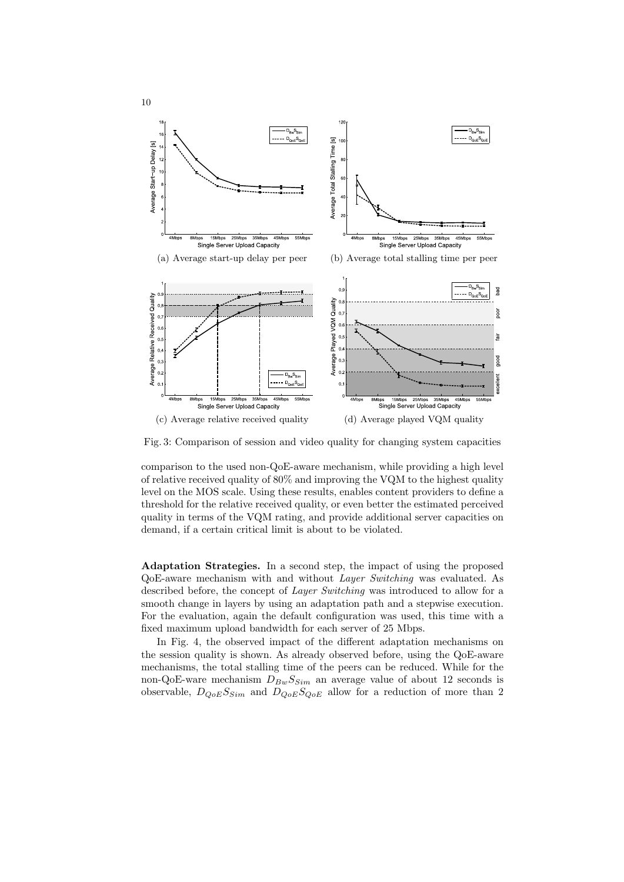(a) Average start-up delay per peer

(b) Average total stalling time per peer

(c) Average relative received quality

(d) Average played VQM quality

Fig. 3: Comparison of session and video quality for changing system capacities

comparison to the used non-QoE-aware mechanism, while providing a high level of relative received quality of 80% and improving the VQM to the highest quality level on the MOS scale. Using these results, enables content providers to define a threshold for the relative received quality, or even better the estimated perceived quality in terms of the VQM rating, and provide additional server capacities on demand, if a certain critical limit is about to be violated.

**Adaptation Strategies.** In a second step, the impact of using the proposed QoE-aware mechanism with and without *Layer Switching* was evaluated. As described before, the concept of *Layer Switching* was introduced to allow for a smooth change in layers by using an adaptation path and a stepwise execution. For the evaluation, again the default configuration was used, this time with a fixed maximum upload bandwidth for each server of 25 Mbps.

In Fig. 4, the observed impact of the different adaptation mechanisms on the session quality is shown. As already observed before, using the QoE-aware mechanisms, the total stalling time of the peers can be reduced. While for the non-QoE-ware mechanism $D_{Bw}S_{Sim}$ an average value of about 12 seconds is observable, $D_{QoE}S_{Sim}$ and $D_{QoE}S_{QoE}$ allow for a reduction of more than 2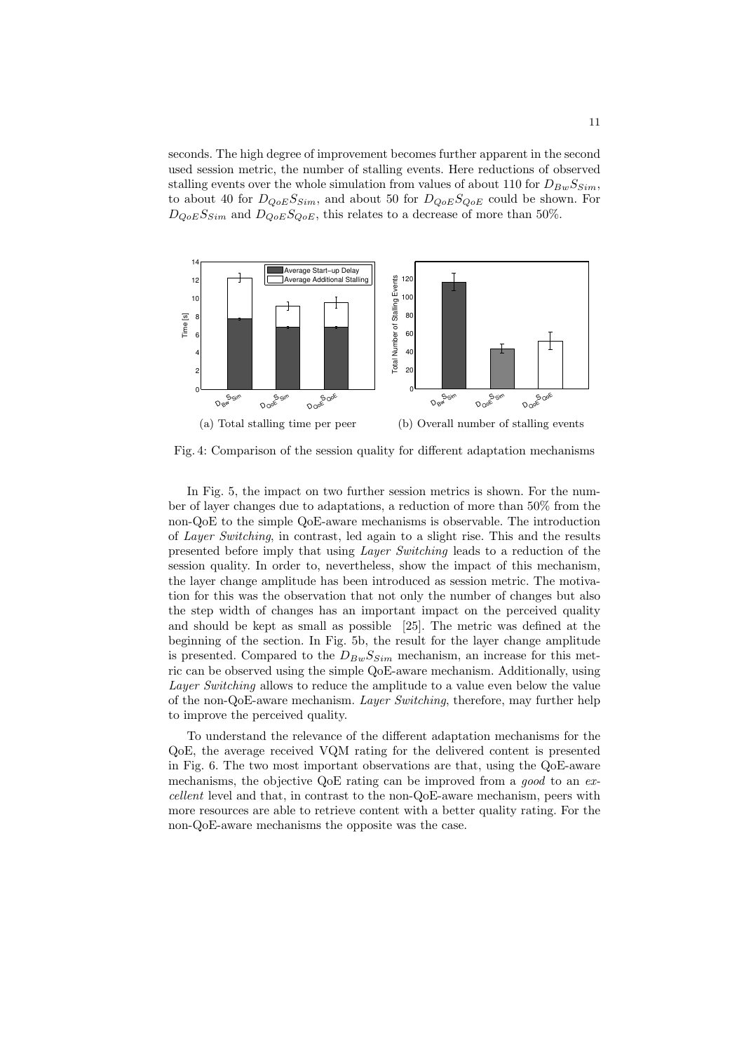seconds. The high degree of improvement becomes further apparent in the second used session metric, the number of stalling events. Here reductions of observed stalling events over the whole simulation from values of about 110 for $D_{Bw}S_{Sim}$, to about 40 for $D_{QoE}S_{Sim}$, and about 50 for $D_{QoE}S_{QoE}$ could be shown. For $D_{QoE}S_{Sim}$ and $D_{QoE}S_{QoE}$, this relates to a decrease of more than 50%.

(a) Total stalling time per peer

(b) Overall number of stalling events

Fig. 4: Comparison of the session quality for different adaptation mechanisms

In Fig. 5, the impact on two further session metrics is shown. For the number of layer changes due to adaptations, a reduction of more than 50% from the non-QoE to the simple QoE-aware mechanisms is observable. The introduction of *Layer Switching*, in contrast, led again to a slight rise. This and the results presented before imply that using *Layer Switching* leads to a reduction of the session quality. In order to, nevertheless, show the impact of this mechanism, the layer change amplitude has been introduced as session metric. The motivation for this was the observation that not only the number of changes but also the step width of changes has an important impact on the perceived quality and should be kept as small as possible [25]. The metric was defined at the beginning of the section. In Fig. 5b, the result for the layer change amplitude is presented. Compared to the $D_{Bw}S_{Sim}$ mechanism, an increase for this metric can be observed using the simple QoE-aware mechanism. Additionally, using *Layer Switching* allows to reduce the amplitude to a value even below the value of the non-QoE-aware mechanism. *Layer Switching*, therefore, may further help to improve the perceived quality.

To understand the relevance of the different adaptation mechanisms for the QoE, the average received VQM rating for the delivered content is presented in Fig. 6. The two most important observations are that, using the QoE-aware mechanisms, the objective QoE rating can be improved from a *good* to an *excellent* level and that, in contrast to the non-QoE-aware mechanism, peers with more resources are able to retrieve content with a better quality rating. For the non-QoE-aware mechanisms the opposite was the case.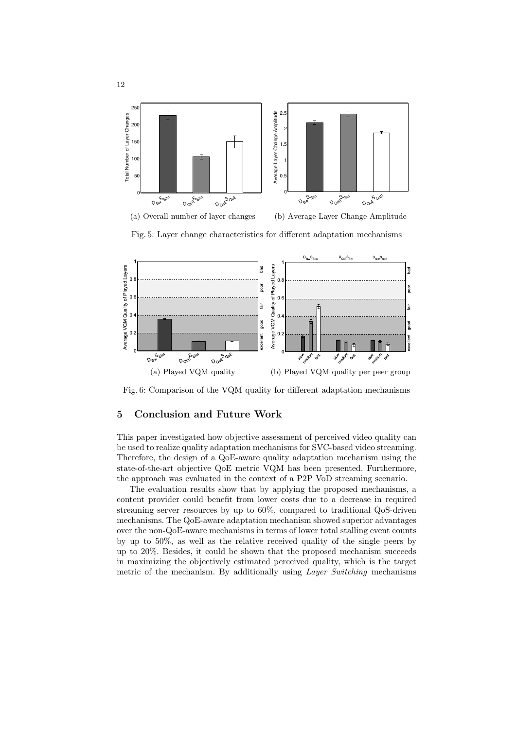(a) Overall number of layer changes

(b) Average Layer Change Amplitude

Fig. 5: Layer change characteristics for different adaptation mechanisms

(a) Played VQM quality

(b) Played VQM quality per peer group

Fig. 6: Comparison of the VQM quality for different adaptation mechanisms

## 5 Conclusion and Future Work

This paper investigated how objective assessment of perceived video quality can be used to realize quality adaptation mechanisms for SVC-based video streaming. Therefore, the design of a QoE-aware quality adaptation mechanism using the state-of-the-art objective QoE metric VQM has been presented. Furthermore, the approach was evaluated in the context of a P2P VoD streaming scenario.

The evaluation results show that by applying the proposed mechanisms, a content provider could benefit from lower costs due to a decrease in required streaming server resources by up to 60%, compared to traditional QoS-driven mechanisms. The QoE-aware adaptation mechanism showed superior advantages over the non-QoE-aware mechanisms in terms of lower total stalling event counts by up to 50%, as well as the relative received quality of the single peers by up to 20%. Besides, it could be shown that the proposed mechanism succeeds in maximizing the objectively estimated perceived quality, which is the target metric of the mechanism. By additionally using *Layer Switching* mechanisms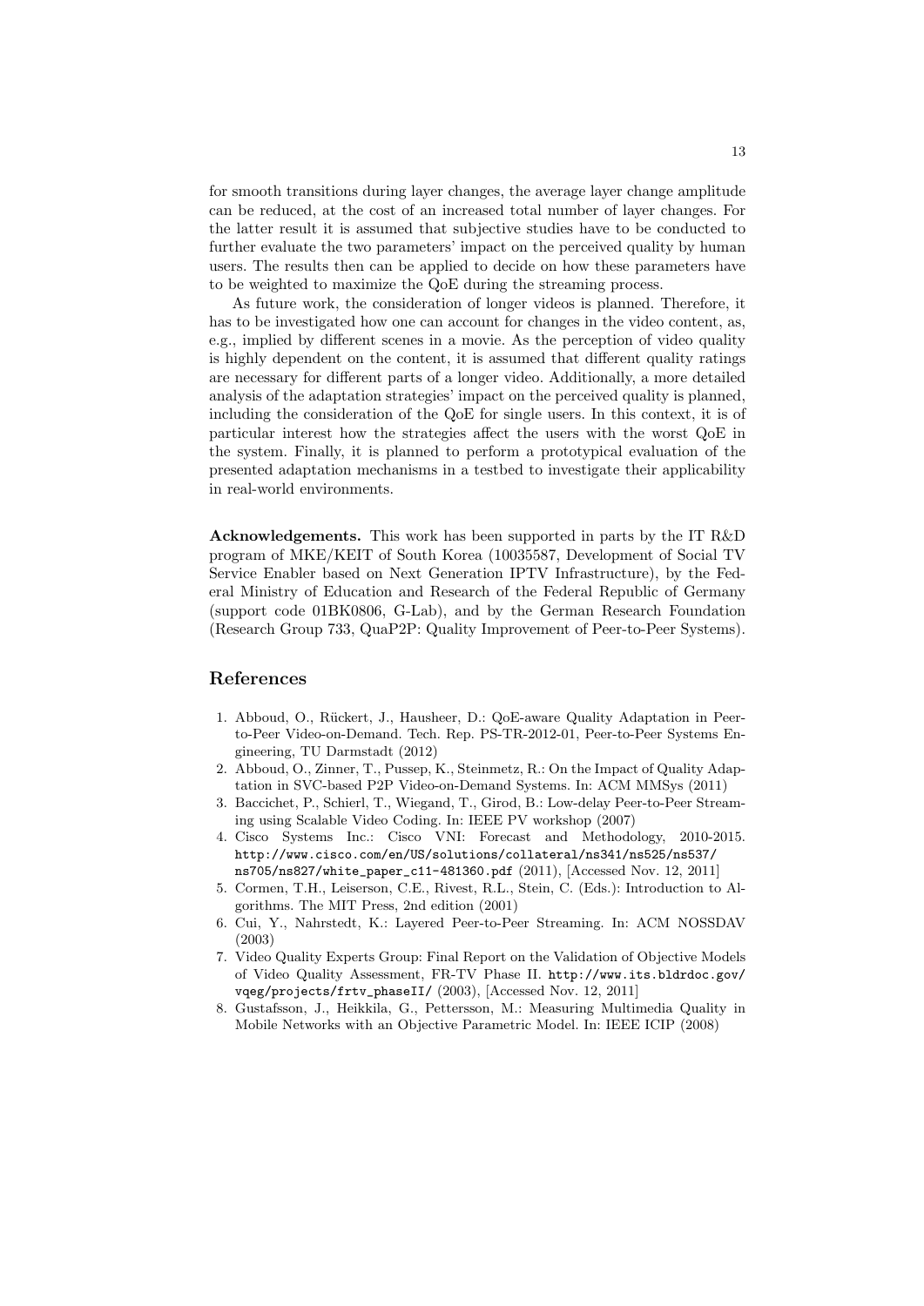for smooth transitions during layer changes, the average layer change amplitude can be reduced, at the cost of an increased total number of layer changes. For the latter result it is assumed that subjective studies have to be conducted to further evaluate the two parameters' impact on the perceived quality by human users. The results then can be applied to decide on how these parameters have to be weighted to maximize the QoE during the streaming process.

As future work, the consideration of longer videos is planned. Therefore, it has to be investigated how one can account for changes in the video content, as, e.g., implied by different scenes in a movie. As the perception of video quality is highly dependent on the content, it is assumed that different quality ratings are necessary for different parts of a longer video. Additionally, a more detailed analysis of the adaptation strategies' impact on the perceived quality is planned, including the consideration of the QoE for single users. In this context, it is of particular interest how the strategies affect the users with the worst QoE in the system. Finally, it is planned to perform a prototypical evaluation of the presented adaptation mechanisms in a testbed to investigate their applicability in real-world environments.

**Acknowledgements.** This work has been supported in parts by the IT R&D program of MKE/KEIT of South Korea (10035587, Development of Social TV Service Enabler based on Next Generation IPTV Infrastructure), by the Federal Ministry of Education and Research of the Federal Republic of Germany (support code 01BK0806, G-Lab), and by the German Research Foundation (Research Group 733, QuaP2P: Quality Improvement of Peer-to-Peer Systems).

## References

1. Abboud, O., Rückert, J., Hausheer, D.: QoE-aware Quality Adaptation in Peer-to-Peer Video-on-Demand. Tech. Rep. PS-TR-2012-01, Peer-to-Peer Systems Engineering, TU Darmstadt (2012)
2. Abboud, O., Zinner, T., Pussep, K., Steinmetz, R.: On the Impact of Quality Adaptation in SVC-based P2P Video-on-Demand Systems. In: ACM MMSys (2011)
3. Baccichet, P., Schierl, T., Wiegand, T., Girod, B.: Low-delay Peer-to-Peer Streaming using Scalable Video Coding. In: IEEE PV workshop (2007)
4. Cisco Systems Inc.: Cisco VNI: Forecast and Methodology, 2010-2015. http://www.cisco.com/en/US/solutions/collateral/ns341/ns525/ns537/ns705/ns827/white_paper_c11-481360.pdf (2011), [Accessed Nov. 12, 2011]
5. Cormen, T.H., Leiserson, C.E., Rivest, R.L., Stein, C. (Eds.): Introduction to Algorithms. The MIT Press, 2nd edition (2001)
6. Cui, Y., Nahrstedt, K.: Layered Peer-to-Peer Streaming. In: ACM NOSSDAV (2003)
7. Video Quality Experts Group: Final Report on the Validation of Objective Models of Video Quality Assessment, FR-TV Phase II. http://www.its.bldrdoc.gov/vqeg/projects/frtv_phaseII/ (2003), [Accessed Nov. 12, 2011]
8. Gustafsson, J., Heikkila, G., Pettersson, M.: Measuring Multimedia Quality in Mobile Networks with an Objective Parametric Model. In: IEEE ICIP (2008)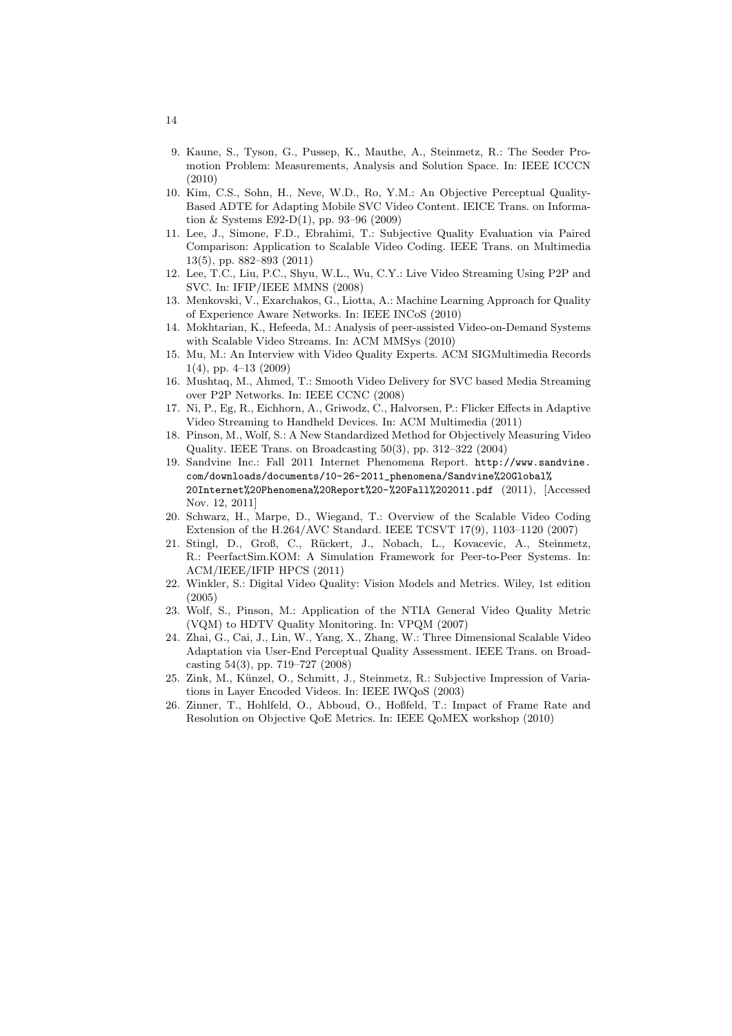9. Kaune, S., Tyson, G., Pussep, K., Mauthe, A., Steinmetz, R.: The Seeder Promotion Problem: Measurements, Analysis and Solution Space. In: IEEE ICCCN (2010)
10. Kim, C.S., Sohn, H., Neve, W.D., Ro, Y.M.: An Objective Perceptual Quality-Based ADTE for Adapting Mobile SVC Video Content. IEICE Trans. on Information & Systems E92-D(1), pp. 93–96 (2009)
11. Lee, J., Simone, F.D., Ebrahimi, T.: Subjective Quality Evaluation via Paired Comparison: Application to Scalable Video Coding. IEEE Trans. on Multimedia 13(5), pp. 882–893 (2011)
12. Lee, T.C., Liu, P.C., Shyu, W.L., Wu, C.Y.: Live Video Streaming Using P2P and SVC. In: IFIP/IEEE MMNS (2008)
13. Menkovski, V., Exarchakos, G., Liotta, A.: Machine Learning Approach for Quality of Experience Aware Networks. In: IEEE INCoS (2010)
14. Mokhtarian, K., Hefeeda, M.: Analysis of peer-assisted Video-on-Demand Systems with Scalable Video Streams. In: ACM MMSys (2010)
15. Mu, M.: An Interview with Video Quality Experts. ACM SIGMultimedia Records 1(4), pp. 4–13 (2009)
16. Mushtaq, M., Ahmed, T.: Smooth Video Delivery for SVC based Media Streaming over P2P Networks. In: IEEE CCNC (2008)
17. Ni, P., Eg, R., Eichhorn, A., Griwodz, C., Halvorsen, P.: Flicker Effects in Adaptive Video Streaming to Handheld Devices. In: ACM Multimedia (2011)
18. Pinson, M., Wolf, S.: A New Standardized Method for Objectively Measuring Video Quality. IEEE Trans. on Broadcasting 50(3), pp. 312–322 (2004)
19. Sandvine Inc.: Fall 2011 Internet Phenomena Report. http://www.sandvine.com/downloads/documents/10-26-2011_phenomena/Sandvine%20Global%20Internet%20Phenomena%20Report%20-%20Fall%202011.pdf (2011), [Accessed Nov. 12, 2011]
20. Schwarz, H., Marpe, D., Wiegand, T.: Overview of the Scalable Video Coding Extension of the H.264/AVC Standard. IEEE TCSVT 17(9), 1103–1120 (2007)
21. Stingl, D., Groß, C., Rückert, J., Nobach, L., Kovacevic, A., Steinmetz, R.: PeerfactSim.KOM: A Simulation Framework for Peer-to-Peer Systems. In: ACM/IEEE/IFIP HPCS (2011)
22. Winkler, S.: Digital Video Quality: Vision Models and Metrics. Wiley, 1st edition (2005)
23. Wolf, S., Pinson, M.: Application of the NTIA General Video Quality Metric (VQM) to HDTV Quality Monitoring. In: VPQM (2007)
24. Zhai, G., Cai, J., Lin, W., Yang, X., Zhang, W.: Three Dimensional Scalable Video Adaptation via User-End Perceptual Quality Assessment. IEEE Trans. on Broadcasting 54(3), pp. 719–727 (2008)
25. Zink, M., Künzel, O., Schmitt, J., Steinmetz, R.: Subjective Impression of Variations in Layer Encoded Videos. In: IEEE IWQoS (2003)
26. Zinner, T., Hohlfeld, O., Abboud, O., Hoßfeld, T.: Impact of Frame Rate and Resolution on Objective QoE Metrics. In: IEEE QoMEX workshop (2010)